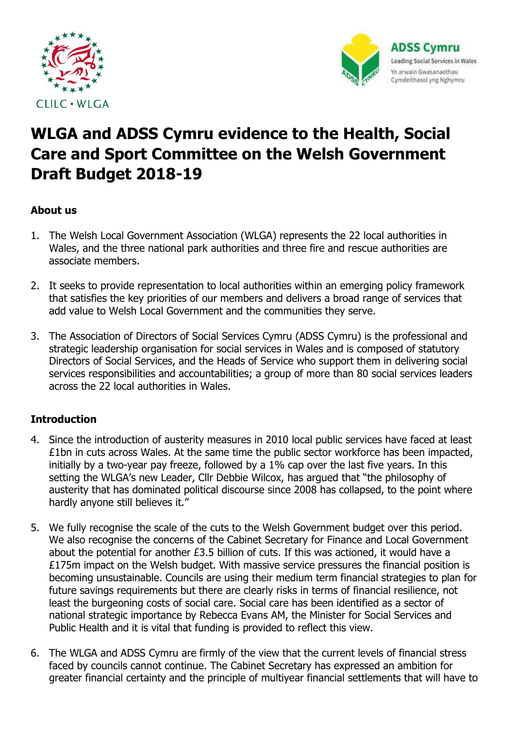# WLGA and ADSS Cymru evidence to the Health, Social Care and Sport Committee on the Welsh Government Draft Budget 2018-19

### About us

1. The Welsh Local Government Association (WLGA) represents the 22 local authorities in Wales, and the three national park authorities and three fire and rescue authorities are associate members.

2. It seeks to provide representation to local authorities within an emerging policy framework that satisfies the key priorities of our members and delivers a broad range of services that add value to Welsh Local Government and the communities they serve.

3. The Association of Directors of Social Services Cymru (ADSS Cymru) is the professional and strategic leadership organisation for social services in Wales and is composed of statutory Directors of Social Services, and the Heads of Service who support them in delivering social services responsibilities and accountabilities; a group of more than 80 social services leaders across the 22 local authorities in Wales.

### Introduction

4. Since the introduction of austerity measures in 2010 local public services have faced at least £1bn in cuts across Wales. At the same time the public sector workforce has been impacted, initially by a two-year pay freeze, followed by a 1% cap over the last five years. In this setting the WLGA's new Leader, Cllr Debbie Wilcox, has argued that "the philosophy of austerity that has dominated political discourse since 2008 has collapsed, to the point where hardly anyone still believes it."

5. We fully recognise the scale of the cuts to the Welsh Government budget over this period. We also recognise the concerns of the Cabinet Secretary for Finance and Local Government about the potential for another £3.5 billion of cuts. If this was actioned, it would have a £175m impact on the Welsh budget. With massive service pressures the financial position is becoming unsustainable. Councils are using their medium term financial strategies to plan for future savings requirements but there are clearly risks in terms of financial resilience, not least the burgeoning costs of social care. Social care has been identified as a sector of national strategic importance by Rebecca Evans AM, the Minister for Social Services and Public Health and it is vital that funding is provided to reflect this view.

6. The WLGA and ADSS Cymru are firmly of the view that the current levels of financial stress faced by councils cannot continue. The Cabinet Secretary has expressed an ambition for greater financial certainty and the principle of multiyear financial settlements that will have to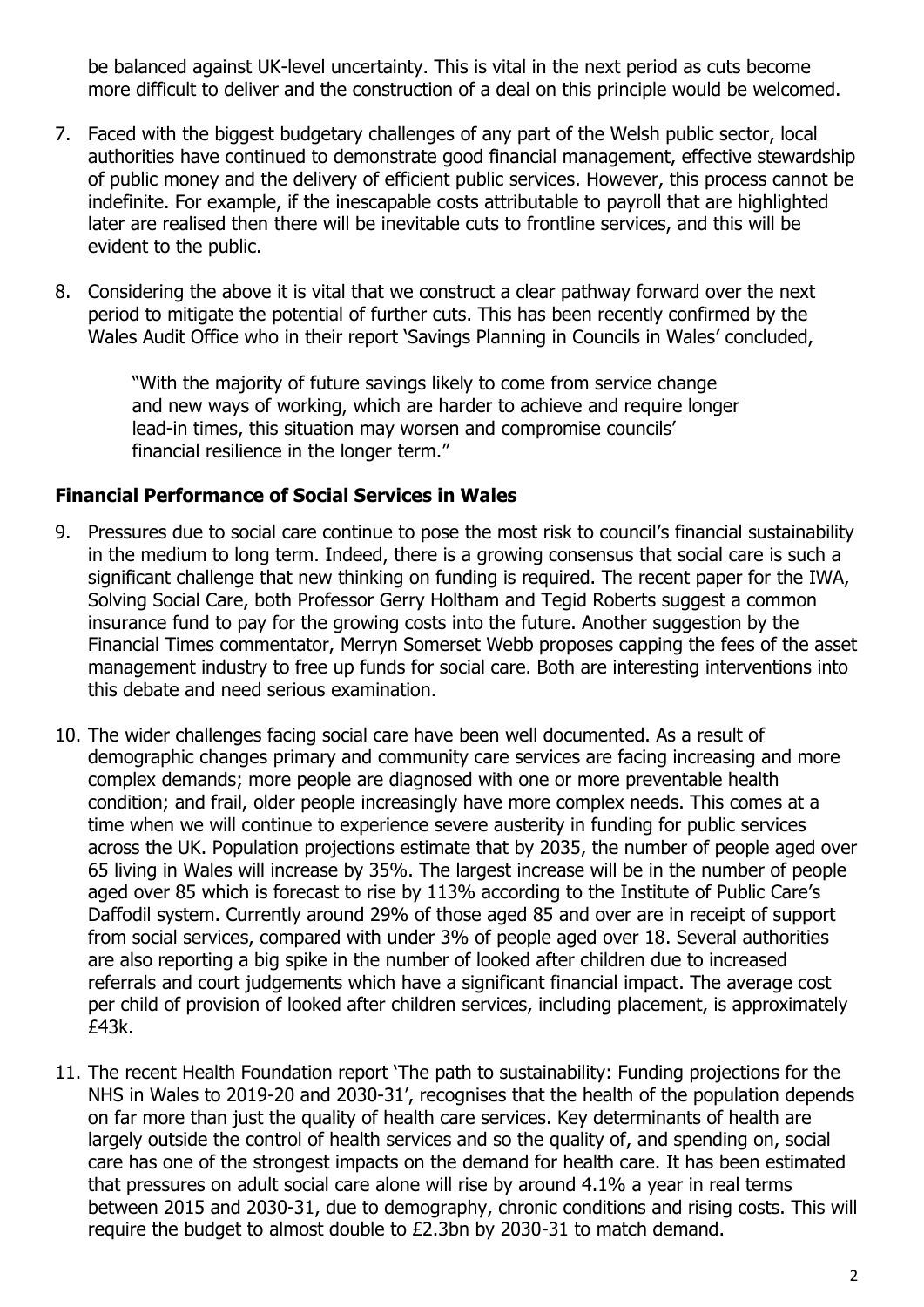be balanced against UK-level uncertainty. This is vital in the next period as cuts become more difficult to deliver and the construction of a deal on this principle would be welcomed.

7. Faced with the biggest budgetary challenges of any part of the Welsh public sector, local authorities have continued to demonstrate good financial management, effective stewardship of public money and the delivery of efficient public services. However, this process cannot be indefinite. For example, if the inescapable costs attributable to payroll that are highlighted later are realised then there will be inevitable cuts to frontline services, and this will be evident to the public.

8. Considering the above it is vital that we construct a clear pathway forward over the next period to mitigate the potential of further cuts. This has been recently confirmed by the Wales Audit Office who in their report 'Savings Planning in Councils in Wales' concluded,

   > "With the majority of future savings likely to come from service change and new ways of working, which are harder to achieve and require longer lead-in times, this situation may worsen and compromise councils' financial resilience in the longer term."

### Financial Performance of Social Services in Wales

9. Pressures due to social care continue to pose the most risk to council's financial sustainability in the medium to long term. Indeed, there is a growing consensus that social care is such a significant challenge that new thinking on funding is required. The recent paper for the IWA, Solving Social Care, both Professor Gerry Holtham and Tegid Roberts suggest a common insurance fund to pay for the growing costs into the future. Another suggestion by the Financial Times commentator, Merryn Somerset Webb proposes capping the fees of the asset management industry to free up funds for social care. Both are interesting interventions into this debate and need serious examination.

10. The wider challenges facing social care have been well documented. As a result of demographic changes primary and community care services are facing increasing and more complex demands; more people are diagnosed with one or more preventable health condition; and frail, older people increasingly have more complex needs. This comes at a time when we will continue to experience severe austerity in funding for public services across the UK. Population projections estimate that by 2035, the number of people aged over 65 living in Wales will increase by 35%. The largest increase will be in the number of people aged over 85 which is forecast to rise by 113% according to the Institute of Public Care's Daffodil system. Currently around 29% of those aged 85 and over are in receipt of support from social services, compared with under 3% of people aged over 18. Several authorities are also reporting a big spike in the number of looked after children due to increased referrals and court judgements which have a significant financial impact. The average cost per child of provision of looked after children services, including placement, is approximately £43k.

11. The recent Health Foundation report 'The path to sustainability: Funding projections for the NHS in Wales to 2019-20 and 2030-31', recognises that the health of the population depends on far more than just the quality of health care services. Key determinants of health are largely outside the control of health services and so the quality of, and spending on, social care has one of the strongest impacts on the demand for health care. It has been estimated that pressures on adult social care alone will rise by around 4.1% a year in real terms between 2015 and 2030-31, due to demography, chronic conditions and rising costs. This will require the budget to almost double to £2.3bn by 2030-31 to match demand.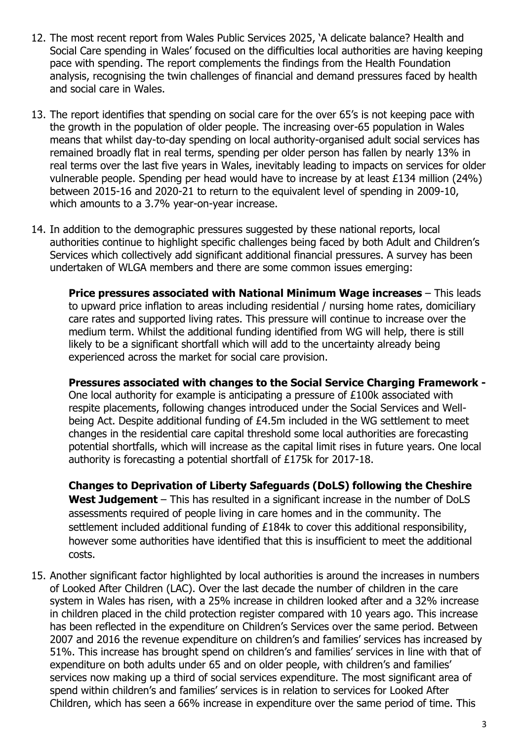12. The most recent report from Wales Public Services 2025, 'A delicate balance? Health and Social Care spending in Wales' focused on the difficulties local authorities are having keeping pace with spending. The report complements the findings from the Health Foundation analysis, recognising the twin challenges of financial and demand pressures faced by health and social care in Wales.

13. The report identifies that spending on social care for the over 65's is not keeping pace with the growth in the population of older people. The increasing over-65 population in Wales means that whilst day-to-day spending on local authority-organised adult social services has remained broadly flat in real terms, spending per older person has fallen by nearly 13% in real terms over the last five years in Wales, inevitably leading to impacts on services for older vulnerable people. Spending per head would have to increase by at least £134 million (24%) between 2015-16 and 2020-21 to return to the equivalent level of spending in 2009-10, which amounts to a 3.7% year-on-year increase.

14. In addition to the demographic pressures suggested by these national reports, local authorities continue to highlight specific challenges being faced by both Adult and Children's Services which collectively add significant additional financial pressures. A survey has been undertaken of WLGA members and there are some common issues emerging:

    **Price pressures associated with National Minimum Wage increases** – This leads to upward price inflation to areas including residential / nursing home rates, domiciliary care rates and supported living rates. This pressure will continue to increase over the medium term. Whilst the additional funding identified from WG will help, there is still likely to be a significant shortfall which will add to the uncertainty already being experienced across the market for social care provision.

    **Pressures associated with changes to the Social Service Charging Framework -** One local authority for example is anticipating a pressure of £100k associated with respite placements, following changes introduced under the Social Services and Well-being Act. Despite additional funding of £4.5m included in the WG settlement to meet changes in the residential care capital threshold some local authorities are forecasting potential shortfalls, which will increase as the capital limit rises in future years. One local authority is forecasting a potential shortfall of £175k for 2017-18.

    **Changes to Deprivation of Liberty Safeguards (DoLS) following the Cheshire West Judgement** – This has resulted in a significant increase in the number of DoLS assessments required of people living in care homes and in the community. The settlement included additional funding of £184k to cover this additional responsibility, however some authorities have identified that this is insufficient to meet the additional costs.

15. Another significant factor highlighted by local authorities is around the increases in numbers of Looked After Children (LAC). Over the last decade the number of children in the care system in Wales has risen, with a 25% increase in children looked after and a 32% increase in children placed in the child protection register compared with 10 years ago. This increase has been reflected in the expenditure on Children's Services over the same period. Between 2007 and 2016 the revenue expenditure on children's and families' services has increased by 51%. This increase has brought spend on children's and families' services in line with that of expenditure on both adults under 65 and on older people, with children's and families' services now making up a third of social services expenditure. The most significant area of spend within children's and families' services is in relation to services for Looked After Children, which has seen a 66% increase in expenditure over the same period of time. This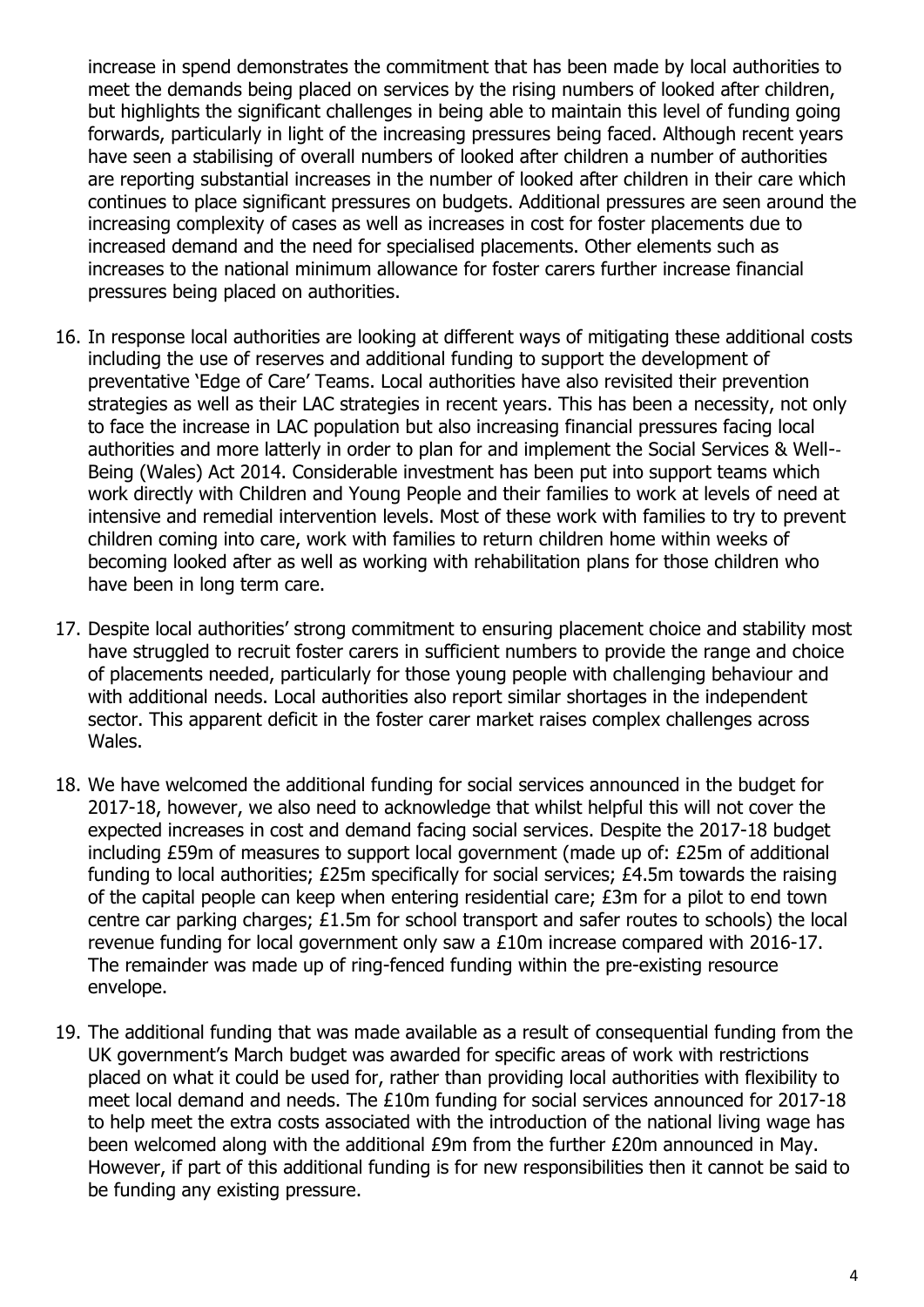increase in spend demonstrates the commitment that has been made by local authorities to meet the demands being placed on services by the rising numbers of looked after children, but highlights the significant challenges in being able to maintain this level of funding going forwards, particularly in light of the increasing pressures being faced. Although recent years have seen a stabilising of overall numbers of looked after children a number of authorities are reporting substantial increases in the number of looked after children in their care which continues to place significant pressures on budgets. Additional pressures are seen around the increasing complexity of cases as well as increases in cost for foster placements due to increased demand and the need for specialised placements. Other elements such as increases to the national minimum allowance for foster carers further increase financial pressures being placed on authorities.

16. In response local authorities are looking at different ways of mitigating these additional costs including the use of reserves and additional funding to support the development of preventative 'Edge of Care' Teams. Local authorities have also revisited their prevention strategies as well as their LAC strategies in recent years. This has been a necessity, not only to face the increase in LAC population but also increasing financial pressures facing local authorities and more latterly in order to plan for and implement the Social Services & Well--Being (Wales) Act 2014. Considerable investment has been put into support teams which work directly with Children and Young People and their families to work at levels of need at intensive and remedial intervention levels. Most of these work with families to try to prevent children coming into care, work with families to return children home within weeks of becoming looked after as well as working with rehabilitation plans for those children who have been in long term care.

17. Despite local authorities' strong commitment to ensuring placement choice and stability most have struggled to recruit foster carers in sufficient numbers to provide the range and choice of placements needed, particularly for those young people with challenging behaviour and with additional needs. Local authorities also report similar shortages in the independent sector. This apparent deficit in the foster carer market raises complex challenges across Wales.

18. We have welcomed the additional funding for social services announced in the budget for 2017-18, however, we also need to acknowledge that whilst helpful this will not cover the expected increases in cost and demand facing social services. Despite the 2017-18 budget including £59m of measures to support local government (made up of: £25m of additional funding to local authorities; £25m specifically for social services; £4.5m towards the raising of the capital people can keep when entering residential care; £3m for a pilot to end town centre car parking charges; £1.5m for school transport and safer routes to schools) the local revenue funding for local government only saw a £10m increase compared with 2016-17. The remainder was made up of ring-fenced funding within the pre-existing resource envelope.

19. The additional funding that was made available as a result of consequential funding from the UK government's March budget was awarded for specific areas of work with restrictions placed on what it could be used for, rather than providing local authorities with flexibility to meet local demand and needs. The £10m funding for social services announced for 2017-18 to help meet the extra costs associated with the introduction of the national living wage has been welcomed along with the additional £9m from the further £20m announced in May. However, if part of this additional funding is for new responsibilities then it cannot be said to be funding any existing pressure.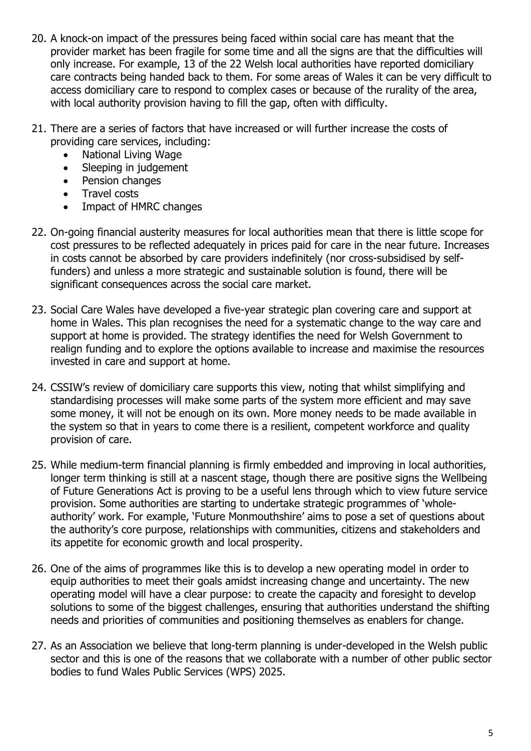20. A knock-on impact of the pressures being faced within social care has meant that the provider market has been fragile for some time and all the signs are that the difficulties will only increase. For example, 13 of the 22 Welsh local authorities have reported domiciliary care contracts being handed back to them. For some areas of Wales it can be very difficult to access domiciliary care to respond to complex cases or because of the rurality of the area, with local authority provision having to fill the gap, often with difficulty.

21. There are a series of factors that have increased or will further increase the costs of providing care services, including:
    - National Living Wage
    - Sleeping in judgement
    - Pension changes
    - Travel costs
    - Impact of HMRC changes

22. On-going financial austerity measures for local authorities mean that there is little scope for cost pressures to be reflected adequately in prices paid for care in the near future. Increases in costs cannot be absorbed by care providers indefinitely (nor cross-subsidised by self-funders) and unless a more strategic and sustainable solution is found, there will be significant consequences across the social care market.

23. Social Care Wales have developed a five-year strategic plan covering care and support at home in Wales. This plan recognises the need for a systematic change to the way care and support at home is provided. The strategy identifies the need for Welsh Government to realign funding and to explore the options available to increase and maximise the resources invested in care and support at home.

24. CSSIW's review of domiciliary care supports this view, noting that whilst simplifying and standardising processes will make some parts of the system more efficient and may save some money, it will not be enough on its own. More money needs to be made available in the system so that in years to come there is a resilient, competent workforce and quality provision of care.

25. While medium-term financial planning is firmly embedded and improving in local authorities, longer term thinking is still at a nascent stage, though there are positive signs the Wellbeing of Future Generations Act is proving to be a useful lens through which to view future service provision. Some authorities are starting to undertake strategic programmes of 'whole-authority' work. For example, 'Future Monmouthshire' aims to pose a set of questions about the authority's core purpose, relationships with communities, citizens and stakeholders and its appetite for economic growth and local prosperity.

26. One of the aims of programmes like this is to develop a new operating model in order to equip authorities to meet their goals amidst increasing change and uncertainty. The new operating model will have a clear purpose: to create the capacity and foresight to develop solutions to some of the biggest challenges, ensuring that authorities understand the shifting needs and priorities of communities and positioning themselves as enablers for change.

27. As an Association we believe that long-term planning is under-developed in the Welsh public sector and this is one of the reasons that we collaborate with a number of other public sector bodies to fund Wales Public Services (WPS) 2025.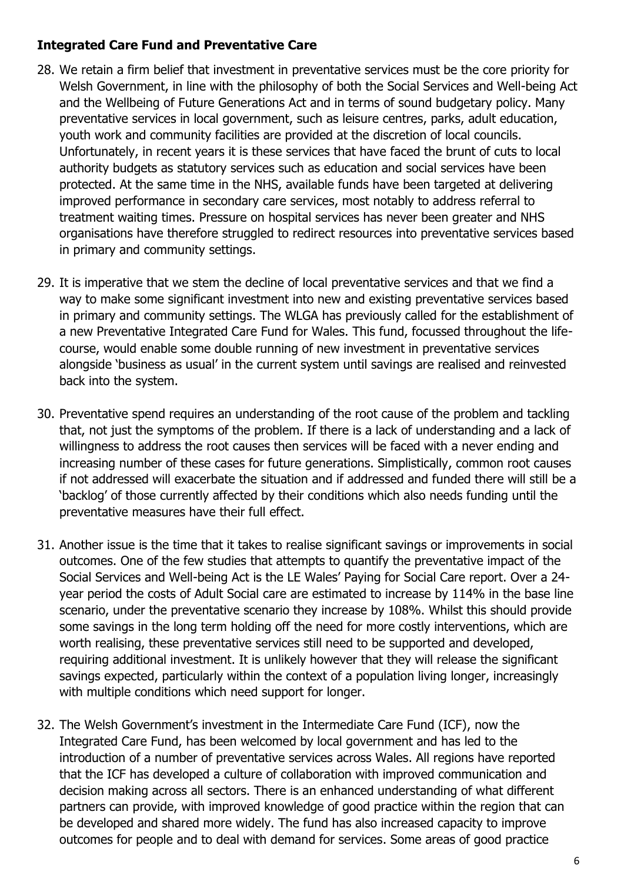**Integrated Care Fund and Preventative Care**

28. We retain a firm belief that investment in preventative services must be the core priority for Welsh Government, in line with the philosophy of both the Social Services and Well-being Act and the Wellbeing of Future Generations Act and in terms of sound budgetary policy. Many preventative services in local government, such as leisure centres, parks, adult education, youth work and community facilities are provided at the discretion of local councils. Unfortunately, in recent years it is these services that have faced the brunt of cuts to local authority budgets as statutory services such as education and social services have been protected. At the same time in the NHS, available funds have been targeted at delivering improved performance in secondary care services, most notably to address referral to treatment waiting times. Pressure on hospital services has never been greater and NHS organisations have therefore struggled to redirect resources into preventative services based in primary and community settings.

29. It is imperative that we stem the decline of local preventative services and that we find a way to make some significant investment into new and existing preventative services based in primary and community settings. The WLGA has previously called for the establishment of a new Preventative Integrated Care Fund for Wales. This fund, focussed throughout the life-course, would enable some double running of new investment in preventative services alongside 'business as usual' in the current system until savings are realised and reinvested back into the system.

30. Preventative spend requires an understanding of the root cause of the problem and tackling that, not just the symptoms of the problem. If there is a lack of understanding and a lack of willingness to address the root causes then services will be faced with a never ending and increasing number of these cases for future generations. Simplistically, common root causes if not addressed will exacerbate the situation and if addressed and funded there will still be a 'backlog' of those currently affected by their conditions which also needs funding until the preventative measures have their full effect.

31. Another issue is the time that it takes to realise significant savings or improvements in social outcomes. One of the few studies that attempts to quantify the preventative impact of the Social Services and Well-being Act is the LE Wales' Paying for Social Care report. Over a 24-year period the costs of Adult Social care are estimated to increase by 114% in the base line scenario, under the preventative scenario they increase by 108%. Whilst this should provide some savings in the long term holding off the need for more costly interventions, which are worth realising, these preventative services still need to be supported and developed, requiring additional investment. It is unlikely however that they will release the significant savings expected, particularly within the context of a population living longer, increasingly with multiple conditions which need support for longer.

32. The Welsh Government's investment in the Intermediate Care Fund (ICF), now the Integrated Care Fund, has been welcomed by local government and has led to the introduction of a number of preventative services across Wales. All regions have reported that the ICF has developed a culture of collaboration with improved communication and decision making across all sectors. There is an enhanced understanding of what different partners can provide, with improved knowledge of good practice within the region that can be developed and shared more widely. The fund has also increased capacity to improve outcomes for people and to deal with demand for services. Some areas of good practice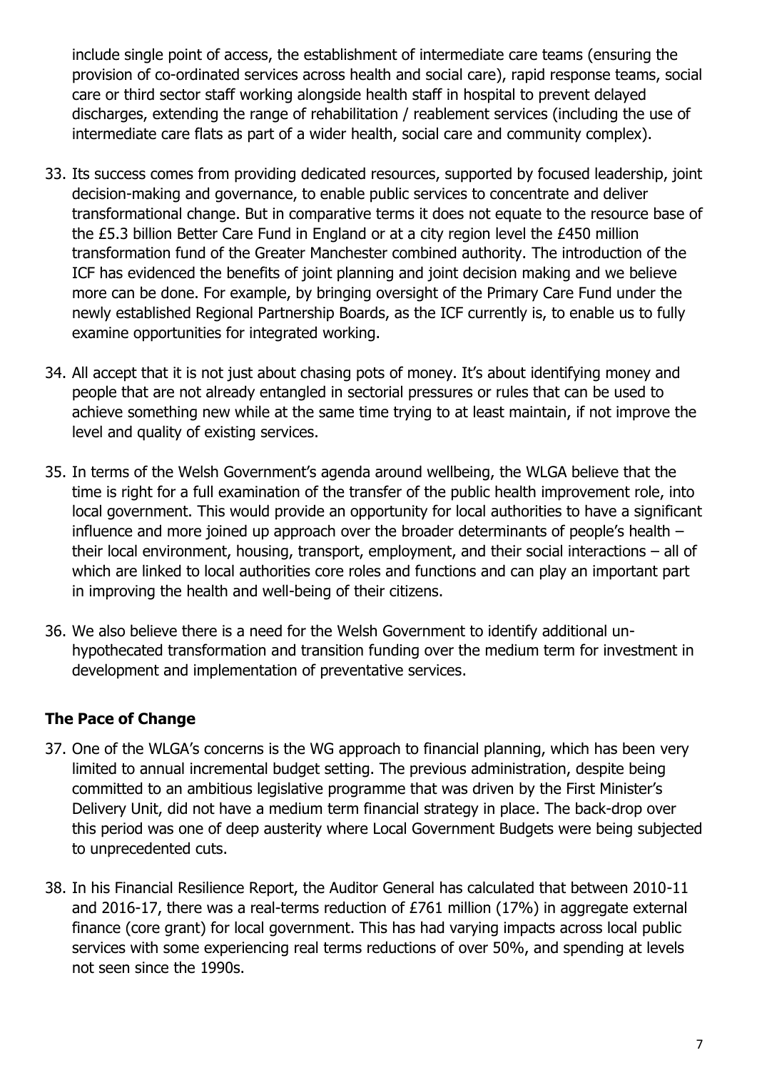include single point of access, the establishment of intermediate care teams (ensuring the provision of co-ordinated services across health and social care), rapid response teams, social care or third sector staff working alongside health staff in hospital to prevent delayed discharges, extending the range of rehabilitation / reablement services (including the use of intermediate care flats as part of a wider health, social care and community complex).

33. Its success comes from providing dedicated resources, supported by focused leadership, joint decision-making and governance, to enable public services to concentrate and deliver transformational change. But in comparative terms it does not equate to the resource base of the £5.3 billion Better Care Fund in England or at a city region level the £450 million transformation fund of the Greater Manchester combined authority. The introduction of the ICF has evidenced the benefits of joint planning and joint decision making and we believe more can be done. For example, by bringing oversight of the Primary Care Fund under the newly established Regional Partnership Boards, as the ICF currently is, to enable us to fully examine opportunities for integrated working.

34. All accept that it is not just about chasing pots of money. It's about identifying money and people that are not already entangled in sectorial pressures or rules that can be used to achieve something new while at the same time trying to at least maintain, if not improve the level and quality of existing services.

35. In terms of the Welsh Government's agenda around wellbeing, the WLGA believe that the time is right for a full examination of the transfer of the public health improvement role, into local government. This would provide an opportunity for local authorities to have a significant influence and more joined up approach over the broader determinants of people's health – their local environment, housing, transport, employment, and their social interactions – all of which are linked to local authorities core roles and functions and can play an important part in improving the health and well-being of their citizens.

36. We also believe there is a need for the Welsh Government to identify additional un-hypothecated transformation and transition funding over the medium term for investment in development and implementation of preventative services.

## The Pace of Change

37. One of the WLGA's concerns is the WG approach to financial planning, which has been very limited to annual incremental budget setting. The previous administration, despite being committed to an ambitious legislative programme that was driven by the First Minister's Delivery Unit, did not have a medium term financial strategy in place. The back-drop over this period was one of deep austerity where Local Government Budgets were being subjected to unprecedented cuts.

38. In his Financial Resilience Report, the Auditor General has calculated that between 2010-11 and 2016-17, there was a real-terms reduction of £761 million (17%) in aggregate external finance (core grant) for local government. This has had varying impacts across local public services with some experiencing real terms reductions of over 50%, and spending at levels not seen since the 1990s.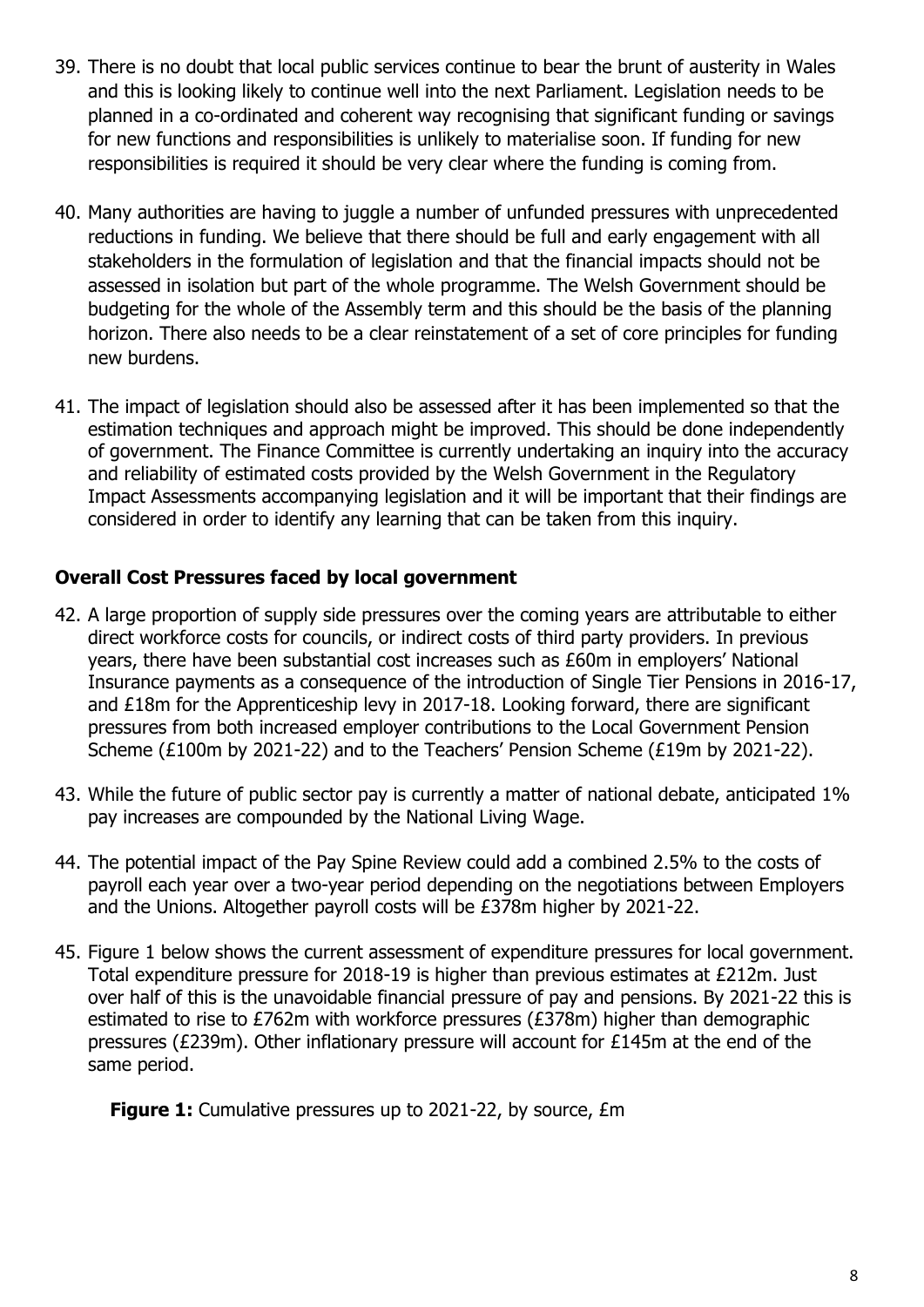39. There is no doubt that local public services continue to bear the brunt of austerity in Wales and this is looking likely to continue well into the next Parliament. Legislation needs to be planned in a co-ordinated and coherent way recognising that significant funding or savings for new functions and responsibilities is unlikely to materialise soon. If funding for new responsibilities is required it should be very clear where the funding is coming from.

40. Many authorities are having to juggle a number of unfunded pressures with unprecedented reductions in funding. We believe that there should be full and early engagement with all stakeholders in the formulation of legislation and that the financial impacts should not be assessed in isolation but part of the whole programme. The Welsh Government should be budgeting for the whole of the Assembly term and this should be the basis of the planning horizon. There also needs to be a clear reinstatement of a set of core principles for funding new burdens.

41. The impact of legislation should also be assessed after it has been implemented so that the estimation techniques and approach might be improved. This should be done independently of government. The Finance Committee is currently undertaking an inquiry into the accuracy and reliability of estimated costs provided by the Welsh Government in the Regulatory Impact Assessments accompanying legislation and it will be important that their findings are considered in order to identify any learning that can be taken from this inquiry.

**Overall Cost Pressures faced by local government**

42. A large proportion of supply side pressures over the coming years are attributable to either direct workforce costs for councils, or indirect costs of third party providers. In previous years, there have been substantial cost increases such as £60m in employers' National Insurance payments as a consequence of the introduction of Single Tier Pensions in 2016-17, and £18m for the Apprenticeship levy in 2017-18. Looking forward, there are significant pressures from both increased employer contributions to the Local Government Pension Scheme (£100m by 2021-22) and to the Teachers' Pension Scheme (£19m by 2021-22).

43. While the future of public sector pay is currently a matter of national debate, anticipated 1% pay increases are compounded by the National Living Wage.

44. The potential impact of the Pay Spine Review could add a combined 2.5% to the costs of payroll each year over a two-year period depending on the negotiations between Employers and the Unions. Altogether payroll costs will be £378m higher by 2021-22.

45. Figure 1 below shows the current assessment of expenditure pressures for local government. Total expenditure pressure for 2018-19 is higher than previous estimates at £212m. Just over half of this is the unavoidable financial pressure of pay and pensions. By 2021-22 this is estimated to rise to £762m with workforce pressures (£378m) higher than demographic pressures (£239m). Other inflationary pressure will account for £145m at the end of the same period.

**Figure 1:** Cumulative pressures up to 2021-22, by source, £m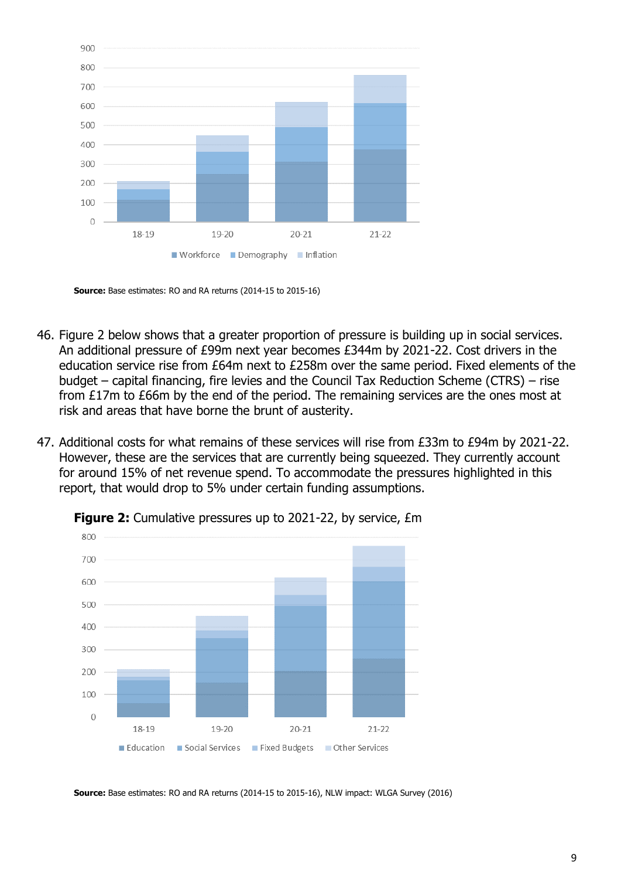**Source:** Base estimates: RO and RA returns (2014-15 to 2015-16)

46. Figure 2 below shows that a greater proportion of pressure is building up in social services. An additional pressure of £99m next year becomes £344m by 2021-22. Cost drivers in the education service rise from £64m next to £258m over the same period. Fixed elements of the budget – capital financing, fire levies and the Council Tax Reduction Scheme (CTRS) – rise from £17m to £66m by the end of the period. The remaining services are the ones most at risk and areas that have borne the brunt of austerity.

47. Additional costs for what remains of these services will rise from £33m to £94m by 2021-22. However, these are the services that are currently being squeezed. They currently account for around 15% of net revenue spend. To accommodate the pressures highlighted in this report, that would drop to 5% under certain funding assumptions.

**Figure 2:** Cumulative pressures up to 2021-22, by service, £m

**Source:** Base estimates: RO and RA returns (2014-15 to 2015-16), NLW impact: WLGA Survey (2016)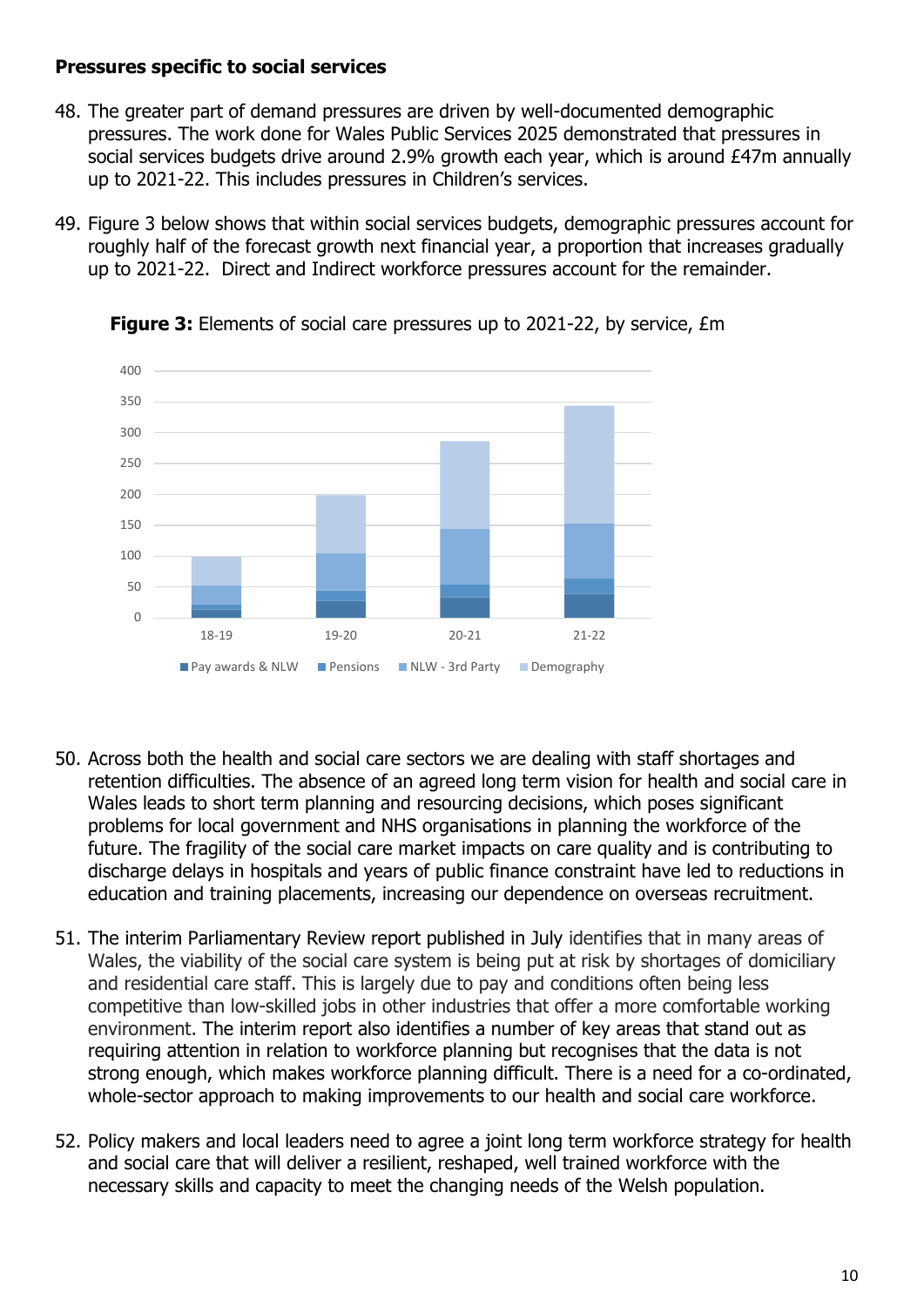**Pressures specific to social services**

48. The greater part of demand pressures are driven by well-documented demographic pressures. The work done for Wales Public Services 2025 demonstrated that pressures in social services budgets drive around 2.9% growth each year, which is around £47m annually up to 2021-22. This includes pressures in Children's services.

49. Figure 3 below shows that within social services budgets, demographic pressures account for roughly half of the forecast growth next financial year, a proportion that increases gradually up to 2021-22. Direct and Indirect workforce pressures account for the remainder.

**Figure 3:** Elements of social care pressures up to 2021-22, by service, £m

50. Across both the health and social care sectors we are dealing with staff shortages and retention difficulties. The absence of an agreed long term vision for health and social care in Wales leads to short term planning and resourcing decisions, which poses significant problems for local government and NHS organisations in planning the workforce of the future. The fragility of the social care market impacts on care quality and is contributing to discharge delays in hospitals and years of public finance constraint have led to reductions in education and training placements, increasing our dependence on overseas recruitment.

51. The interim Parliamentary Review report published in July identifies that in many areas of Wales, the viability of the social care system is being put at risk by shortages of domiciliary and residential care staff. This is largely due to pay and conditions often being less competitive than low-skilled jobs in other industries that offer a more comfortable working environment. The interim report also identifies a number of key areas that stand out as requiring attention in relation to workforce planning but recognises that the data is not strong enough, which makes workforce planning difficult. There is a need for a co-ordinated, whole-sector approach to making improvements to our health and social care workforce.

52. Policy makers and local leaders need to agree a joint long term workforce strategy for health and social care that will deliver a resilient, reshaped, well trained workforce with the necessary skills and capacity to meet the changing needs of the Welsh population.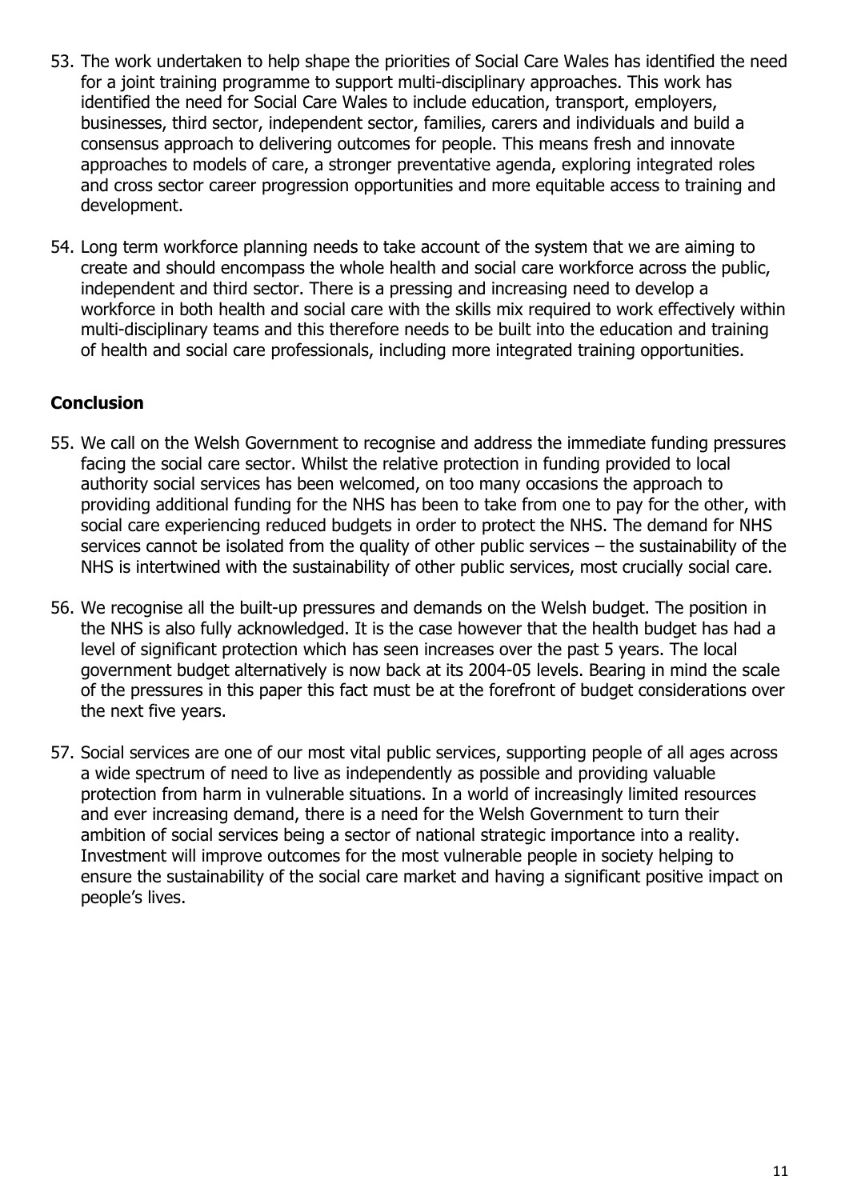53. The work undertaken to help shape the priorities of Social Care Wales has identified the need for a joint training programme to support multi-disciplinary approaches. This work has identified the need for Social Care Wales to include education, transport, employers, businesses, third sector, independent sector, families, carers and individuals and build a consensus approach to delivering outcomes for people. This means fresh and innovate approaches to models of care, a stronger preventative agenda, exploring integrated roles and cross sector career progression opportunities and more equitable access to training and development.

54. Long term workforce planning needs to take account of the system that we are aiming to create and should encompass the whole health and social care workforce across the public, independent and third sector. There is a pressing and increasing need to develop a workforce in both health and social care with the skills mix required to work effectively within multi-disciplinary teams and this therefore needs to be built into the education and training of health and social care professionals, including more integrated training opportunities.

## Conclusion

55. We call on the Welsh Government to recognise and address the immediate funding pressures facing the social care sector. Whilst the relative protection in funding provided to local authority social services has been welcomed, on too many occasions the approach to providing additional funding for the NHS has been to take from one to pay for the other, with social care experiencing reduced budgets in order to protect the NHS. The demand for NHS services cannot be isolated from the quality of other public services – the sustainability of the NHS is intertwined with the sustainability of other public services, most crucially social care.

56. We recognise all the built-up pressures and demands on the Welsh budget. The position in the NHS is also fully acknowledged. It is the case however that the health budget has had a level of significant protection which has seen increases over the past 5 years. The local government budget alternatively is now back at its 2004-05 levels. Bearing in mind the scale of the pressures in this paper this fact must be at the forefront of budget considerations over the next five years.

57. Social services are one of our most vital public services, supporting people of all ages across a wide spectrum of need to live as independently as possible and providing valuable protection from harm in vulnerable situations. In a world of increasingly limited resources and ever increasing demand, there is a need for the Welsh Government to turn their ambition of social services being a sector of national strategic importance into a reality. Investment will improve outcomes for the most vulnerable people in society helping to ensure the sustainability of the social care market and having a significant positive impact on people's lives.